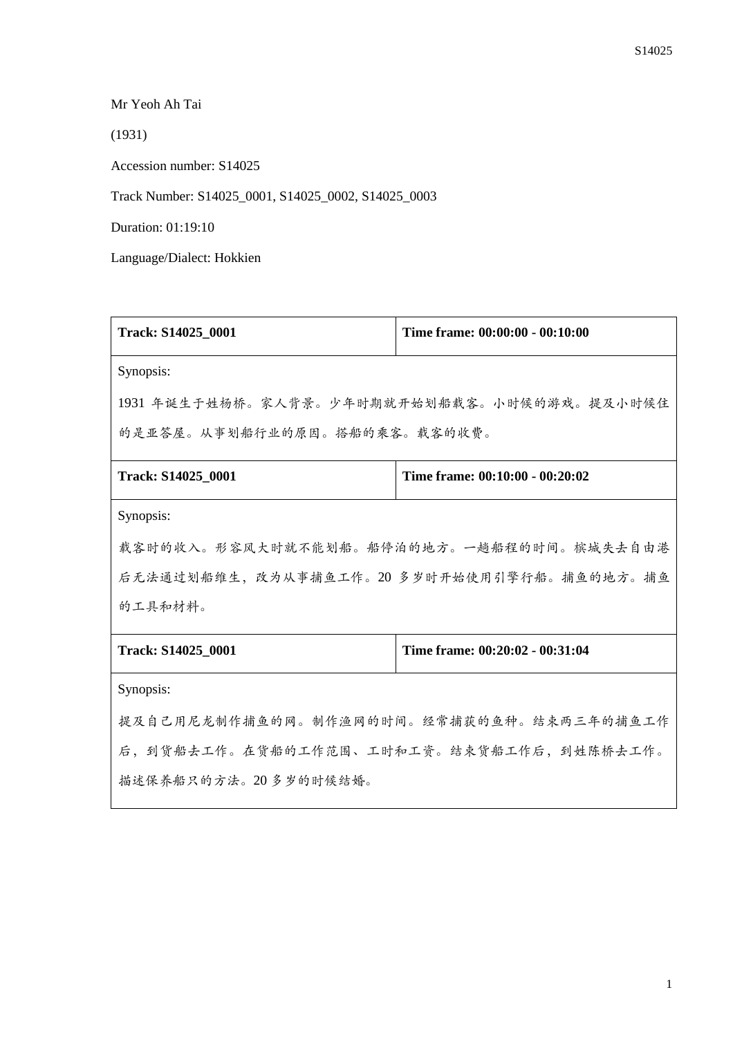Mr Yeoh Ah Tai

(1931)

Accession number: S14025

Track Number: S14025_0001, S14025_0002, S14025_0003

Duration: 01:19:10

Language/Dialect: Hokkien

| **Track: S14025_0001** | **Time frame: 00:00:00 - 00:10:00** |
|---|---|
| Synopsis:<br>1931 年诞生于姓杨桥。家人背景。少年时期就开始划船载客。小时候的游戏。提及小时候住的是亚答屋。从事划船行业的原因。搭船的乘客。载客的收费。 | |
| **Track: S14025_0001** | **Time frame: 00:10:00 - 00:20:02** |
| Synopsis:<br>载客时的收入。形容风大时就不能划船。船停泊的地方。一趟船程的时间。槟城失去自由港后无法通过划船维生，改为从事捕鱼工作。20 多岁时开始使用引擎行船。捕鱼的地方。捕鱼的工具和材料。 | |
| **Track: S14025_0001** | **Time frame: 00:20:02 - 00:31:04** |
| Synopsis:<br>提及自己用尼龙制作捕鱼的网。制作渔网的时间。经常捕获的鱼种。结束两三年的捕鱼工作后，到货船去工作。在货船的工作范围、工时和工资。结束货船工作后，到姓陈桥去工作。描述保养船只的方法。20 多岁的时候结婚。 | |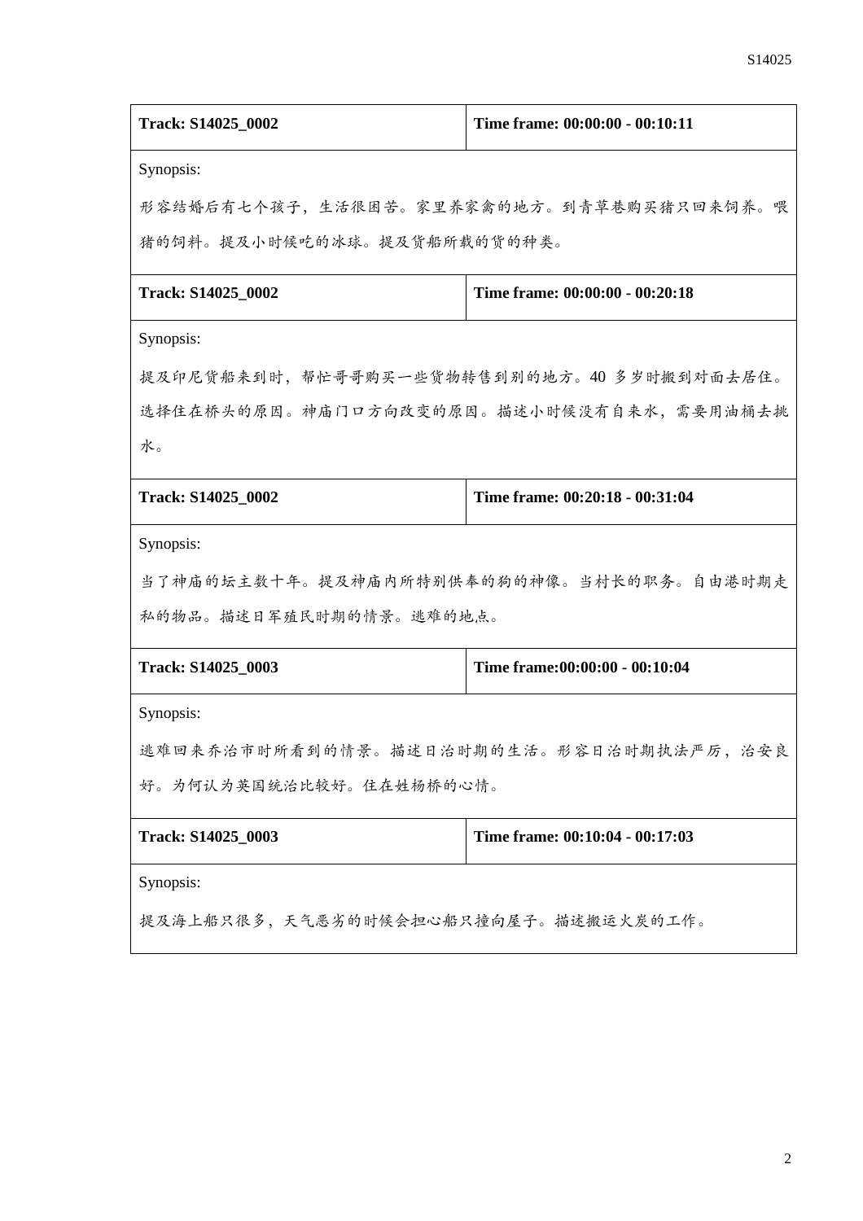| Track: S14025_0002 | Time frame: 00:00:00 - 00:10:11 |
| --- | --- |
| Synopsis:<br>形容结婚后有七个孩子，生活很困苦。家里养家禽的地方。到青草巷购买猪只回来饲养。喂猪的饲料。提及小时候吃的冰球。提及货船所载的货的种类。 | |

| Track: S14025_0002 | Time frame: 00:00:00 - 00:20:18 |
| --- | --- |
| Synopsis:<br>提及印尼货船来到时，帮忙哥哥购买一些货物转售到别的地方。40 多岁时搬到对面去居住。选择住在桥头的原因。神庙门口方向改变的原因。描述小时候没有自来水，需要用油桶去挑水。 | |

| Track: S14025_0002 | Time frame: 00:20:18 - 00:31:04 |
| --- | --- |
| Synopsis:<br>当了神庙的坛主数十年。提及神庙内所特别供奉的狗的神像。当村长的职务。自由港时期走私的物品。描述日军殖民时期的情景。逃难的地点。 | |

| Track: S14025_0003 | Time frame:00:00:00 - 00:10:04 |
| --- | --- |
| Synopsis:<br>逃难回来乔治市时所看到的情景。描述日治时期的生活。形容日治时期执法严厉，治安良好。为何认为英国统治比较好。住在姓杨桥的心情。 | |

| Track: S14025_0003 | Time frame: 00:10:04 - 00:17:03 |
| --- | --- |
| Synopsis:<br>提及海上船只很多，天气恶劣的时候会担心船只撞向屋子。描述搬运火炭的工作。 | |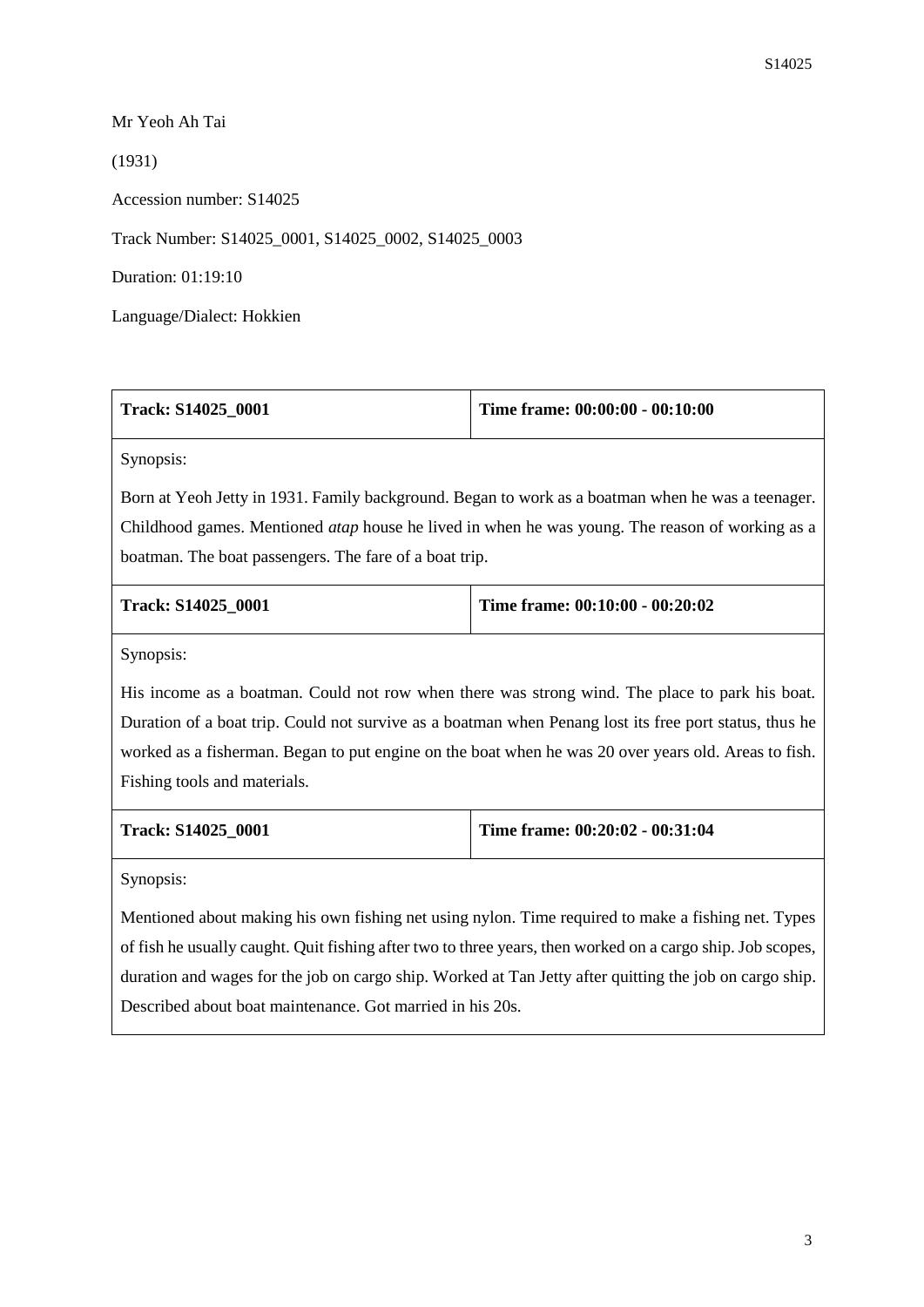Mr Yeoh Ah Tai

(1931)

Accession number: S14025

Track Number: S14025_0001, S14025_0002, S14025_0003

Duration: 01:19:10

Language/Dialect: Hokkien

| **Track: S14025_0001** | **Time frame: 00:00:00 - 00:10:00** |
|---|---|
| Synopsis: Born at Yeoh Jetty in 1931. Family background. Began to work as a boatman when he was a teenager. Childhood games. Mentioned *atap* house he lived in when he was young. The reason of working as a boatman. The boat passengers. The fare of a boat trip. | |

| **Track: S14025_0001** | **Time frame: 00:10:00 - 00:20:02** |
|---|---|
| Synopsis: His income as a boatman. Could not row when there was strong wind. The place to park his boat. Duration of a boat trip. Could not survive as a boatman when Penang lost its free port status, thus he worked as a fisherman. Began to put engine on the boat when he was 20 over years old. Areas to fish. Fishing tools and materials. | |

| **Track: S14025_0001** | **Time frame: 00:20:02 - 00:31:04** |
|---|---|
| Synopsis: Mentioned about making his own fishing net using nylon. Time required to make a fishing net. Types of fish he usually caught. Quit fishing after two to three years, then worked on a cargo ship. Job scopes, duration and wages for the job on cargo ship. Worked at Tan Jetty after quitting the job on cargo ship. Described about boat maintenance. Got married in his 20s. | |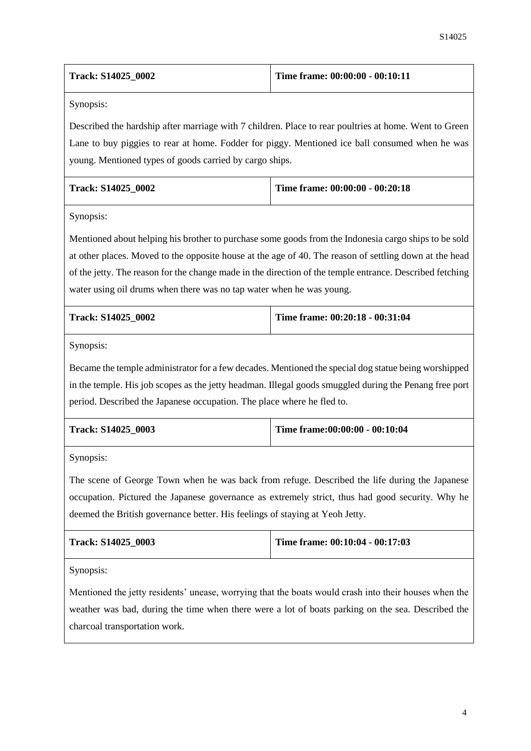| Track: S14025_0002 | Time frame: 00:00:00 - 00:10:11 |
|---|---|
| Synopsis: | |
| Described the hardship after marriage with 7 children. Place to rear poultries at home. Went to Green Lane to buy piggies to rear at home. Fodder for piggy. Mentioned ice ball consumed when he was young. Mentioned types of goods carried by cargo ships. | |

| Track: S14025_0002 | Time frame: 00:00:00 - 00:20:18 |
|---|---|
| Synopsis: | |
| Mentioned about helping his brother to purchase some goods from the Indonesia cargo ships to be sold at other places. Moved to the opposite house at the age of 40. The reason of settling down at the head of the jetty. The reason for the change made in the direction of the temple entrance. Described fetching water using oil drums when there was no tap water when he was young. | |

| Track: S14025_0002 | Time frame: 00:20:18 - 00:31:04 |
|---|---|
| Synopsis: | |
| Became the temple administrator for a few decades. Mentioned the special dog statue being worshipped in the temple. His job scopes as the jetty headman. Illegal goods smuggled during the Penang free port period. Described the Japanese occupation. The place where he fled to. | |

| Track: S14025_0003 | Time frame:00:00:00 - 00:10:04 |
|---|---|
| Synopsis: | |
| The scene of George Town when he was back from refuge. Described the life during the Japanese occupation. Pictured the Japanese governance as extremely strict, thus had good security. Why he deemed the British governance better. His feelings of staying at Yeoh Jetty. | |

| Track: S14025_0003 | Time frame: 00:10:04 - 00:17:03 |
|---|---|
| Synopsis: | |
| Mentioned the jetty residents' unease, worrying that the boats would crash into their houses when the weather was bad, during the time when there were a lot of boats parking on the sea. Described the charcoal transportation work. | |